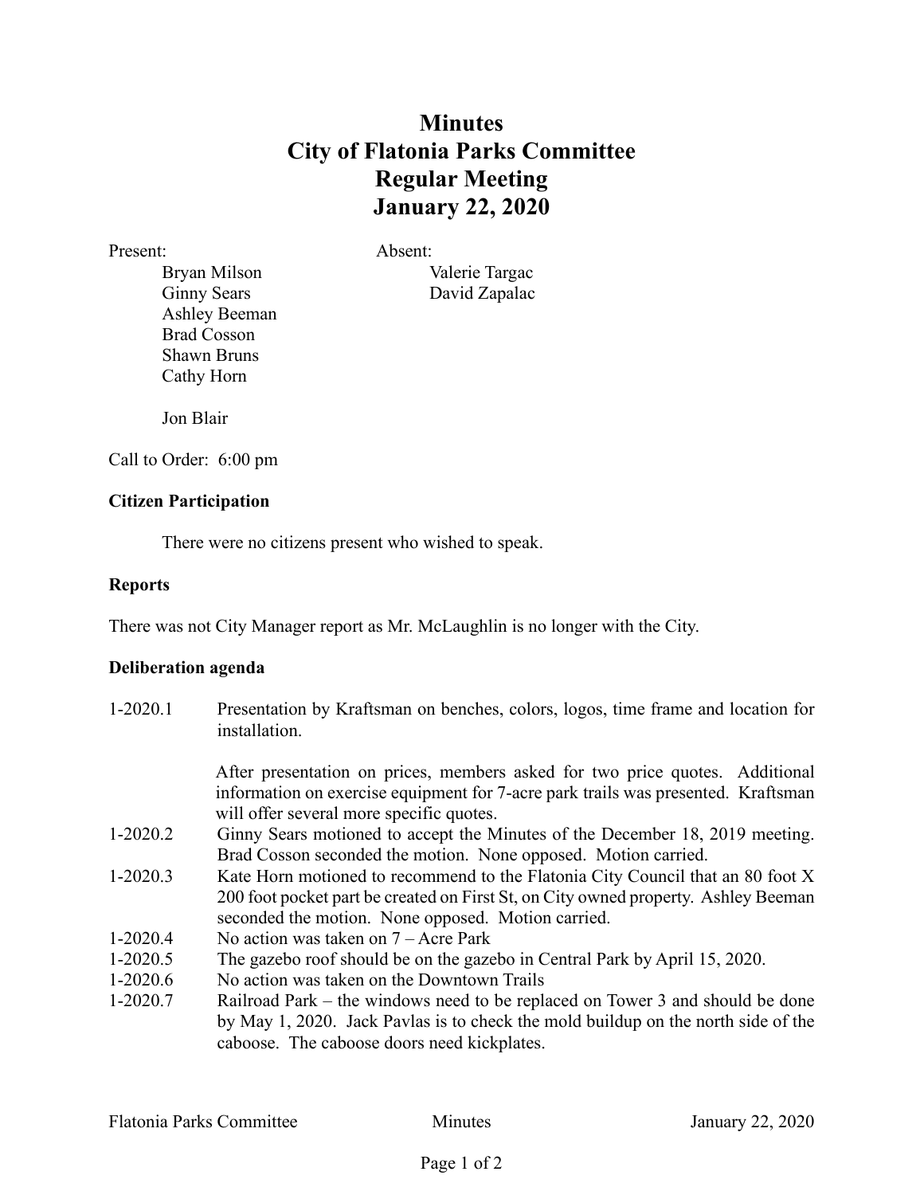# Minutes
# City of Flatonia Parks Committee
# Regular Meeting
# January 22, 2020

Present:
- Bryan Milson
- Ginny Sears
- Ashley Beeman
- Brad Cosson
- Shawn Bruns
- Cathy Horn

- Jon Blair

Absent:
- Valerie Targac
- David Zapalac

Call to Order: 6:00 pm

**Citizen Participation**

There were no citizens present who wished to speak.

**Reports**

There was not City Manager report as Mr. McLaughlin is no longer with the City.

**Deliberation agenda**

1-2020.1 Presentation by Kraftsman on benches, colors, logos, time frame and location for installation.

After presentation on prices, members asked for two price quotes. Additional information on exercise equipment for 7-acre park trails was presented. Kraftsman will offer several more specific quotes.

1-2020.2 Ginny Sears motioned to accept the Minutes of the December 18, 2019 meeting. Brad Cosson seconded the motion. None opposed. Motion carried.

1-2020.3 Kate Horn motioned to recommend to the Flatonia City Council that an 80 foot X 200 foot pocket part be created on First St, on City owned property. Ashley Beeman seconded the motion. None opposed. Motion carried.

1-2020.4 No action was taken on 7 – Acre Park

1-2020.5 The gazebo roof should be on the gazebo in Central Park by April 15, 2020.

1-2020.6 No action was taken on the Downtown Trails

1-2020.7 Railroad Park – the windows need to be replaced on Tower 3 and should be done by May 1, 2020. Jack Pavlas is to check the mold buildup on the north side of the caboose. The caboose doors need kickplates.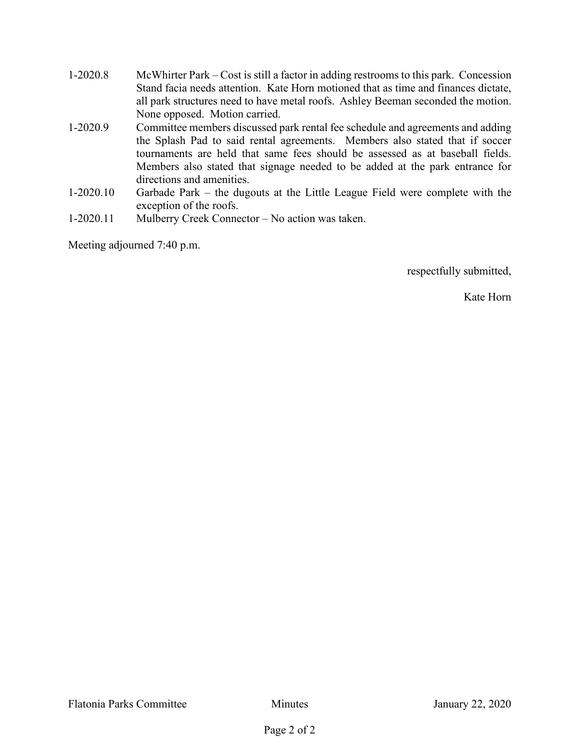1-2020.8 McWhirter Park – Cost is still a factor in adding restrooms to this park. Concession Stand facia needs attention. Kate Horn motioned that as time and finances dictate, all park structures need to have metal roofs. Ashley Beeman seconded the motion. None opposed. Motion carried.

1-2020.9 Committee members discussed park rental fee schedule and agreements and adding the Splash Pad to said rental agreements. Members also stated that if soccer tournaments are held that same fees should be assessed as at baseball fields. Members also stated that signage needed to be added at the park entrance for directions and amenities.

1-2020.10 Garbade Park – the dugouts at the Little League Field were complete with the exception of the roofs.

1-2020.11 Mulberry Creek Connector – No action was taken.

Meeting adjourned 7:40 p.m.

respectfully submitted,

Kate Horn